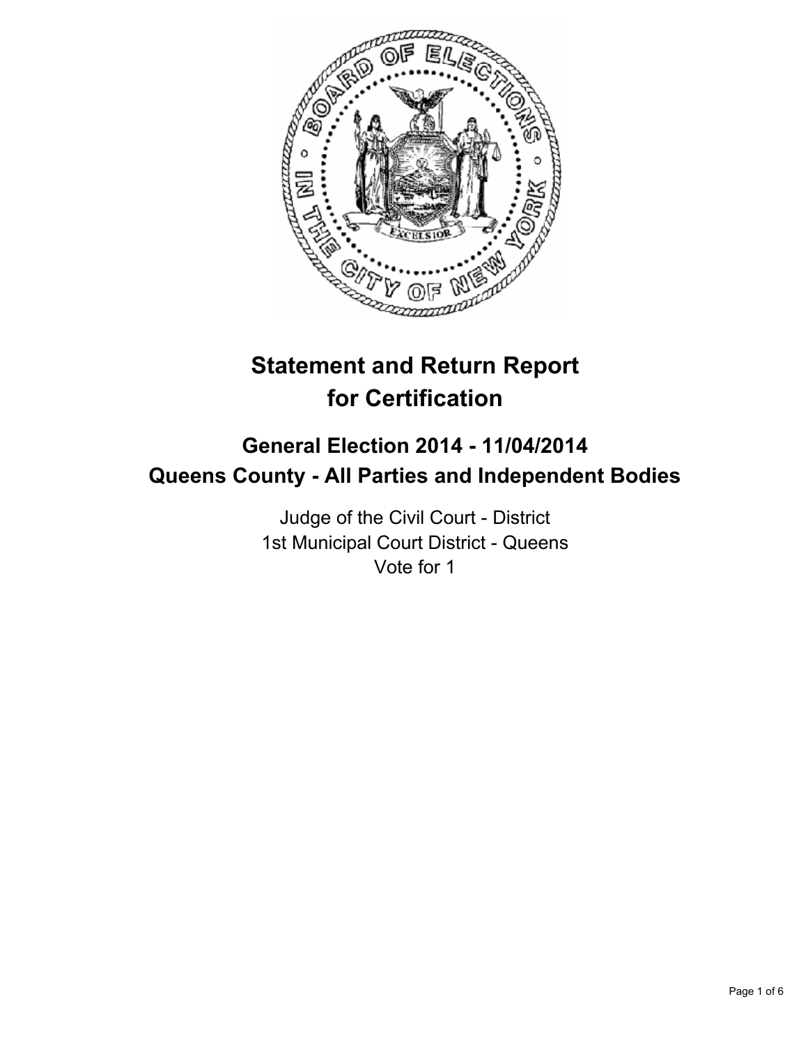# Statement and Return Report for Certification

## General Election 2014 - 11/04/2014
## Queens County - All Parties and Independent Bodies

Judge of the Civil Court - District
1st Municipal Court District - Queens
Vote for 1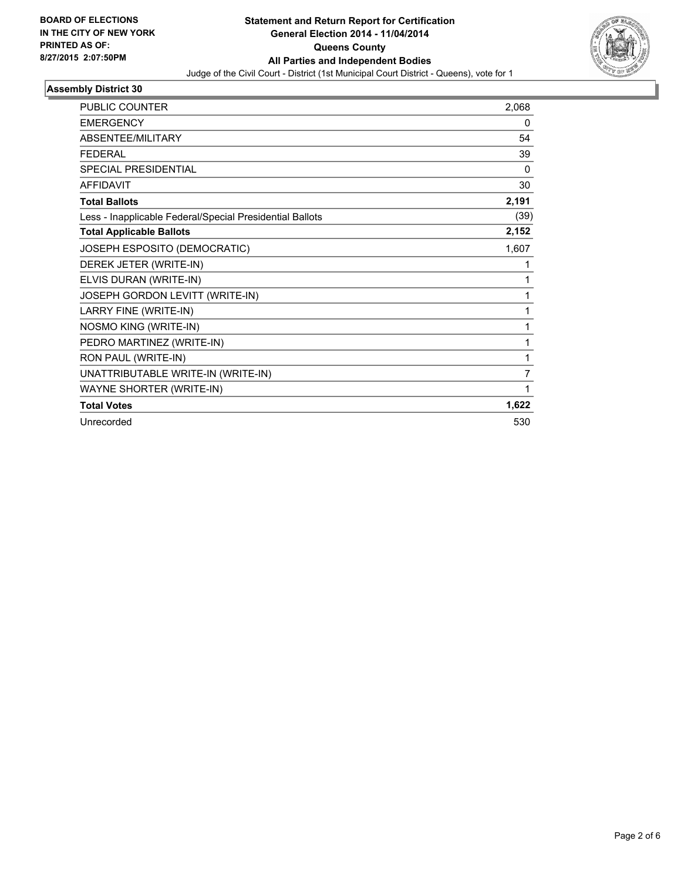**BOARD OF ELECTIONS IN THE CITY OF NEW YORK PRINTED AS OF: 8/27/2015 2:07:50PM**

**Statement and Return Report for Certification**
**General Election 2014 - 11/04/2014**
**Queens County**
**All Parties and Independent Bodies**
Judge of the Civil Court - District (1st Municipal Court District - Queens), vote for 1

## Assembly District 30

| | |
|---|---|
| PUBLIC COUNTER | 2,068 |
| EMERGENCY | 0 |
| ABSENTEE/MILITARY | 54 |
| FEDERAL | 39 |
| SPECIAL PRESIDENTIAL | 0 |
| AFFIDAVIT | 30 |
| **Total Ballots** | **2,191** |
| Less - Inapplicable Federal/Special Presidential Ballots | (39) |
| **Total Applicable Ballots** | **2,152** |
| JOSEPH ESPOSITO (DEMOCRATIC) | 1,607 |
| DEREK JETER (WRITE-IN) | 1 |
| ELVIS DURAN (WRITE-IN) | 1 |
| JOSEPH GORDON LEVITT (WRITE-IN) | 1 |
| LARRY FINE (WRITE-IN) | 1 |
| NOSMO KING (WRITE-IN) | 1 |
| PEDRO MARTINEZ (WRITE-IN) | 1 |
| RON PAUL (WRITE-IN) | 1 |
| UNATTRIBUTABLE WRITE-IN (WRITE-IN) | 7 |
| WAYNE SHORTER (WRITE-IN) | 1 |
| **Total Votes** | **1,622** |
| Unrecorded | 530 |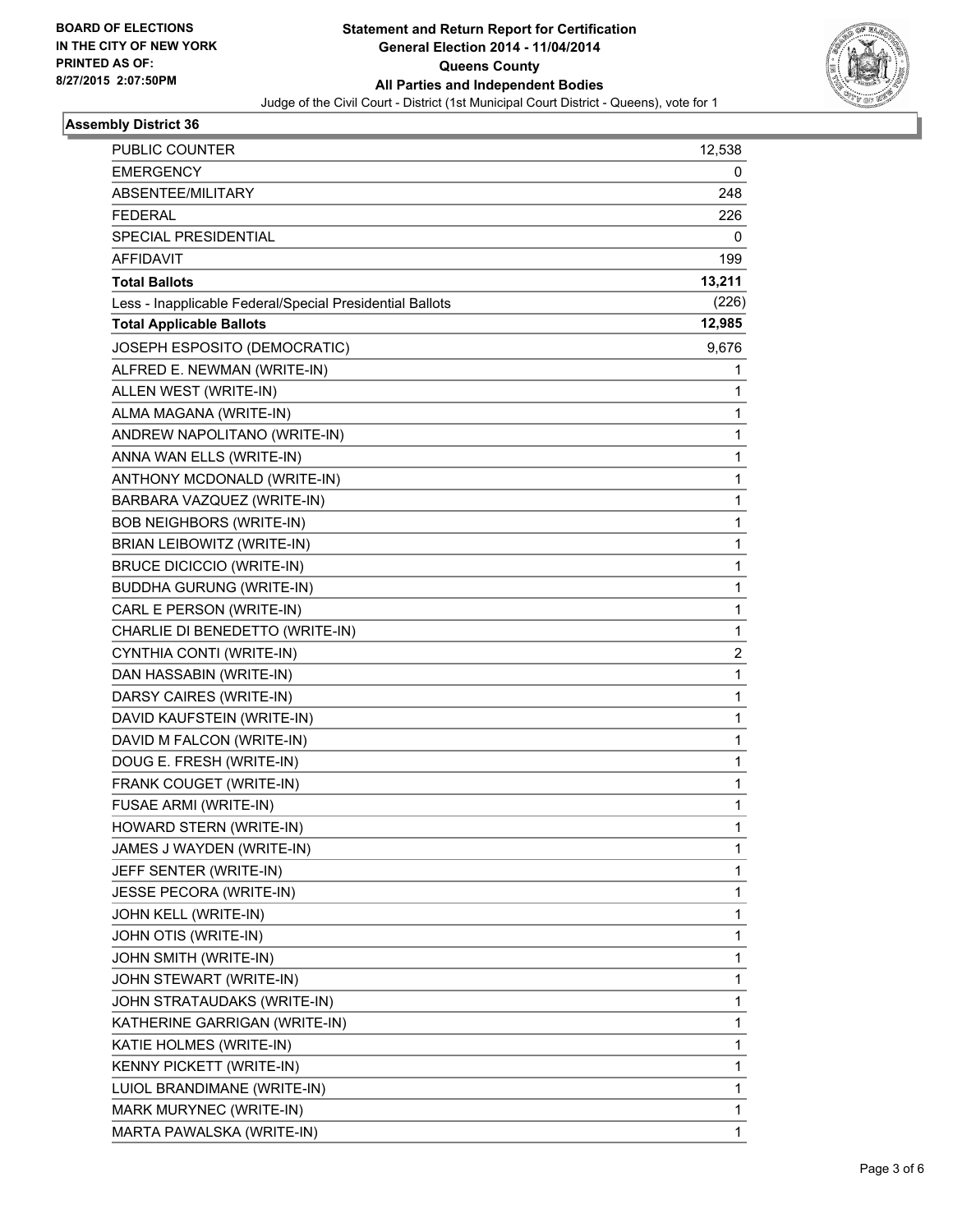BOARD OF ELECTIONS
IN THE CITY OF NEW YORK
PRINTED AS OF:
8/27/2015 2:07:50PM

**Statement and Return Report for Certification**
**General Election 2014 - 11/04/2014**
**Queens County**
**All Parties and Independent Bodies**
Judge of the Civil Court - District (1st Municipal Court District - Queens), vote for 1

### Assembly District 36

| | |
|---|---|
| PUBLIC COUNTER | 12,538 |
| EMERGENCY | 0 |
| ABSENTEE/MILITARY | 248 |
| FEDERAL | 226 |
| SPECIAL PRESIDENTIAL | 0 |
| AFFIDAVIT | 199 |
| **Total Ballots** | **13,211** |
| Less - Inapplicable Federal/Special Presidential Ballots | (226) |
| **Total Applicable Ballots** | **12,985** |
| JOSEPH ESPOSITO (DEMOCRATIC) | 9,676 |
| ALFRED E. NEWMAN (WRITE-IN) | 1 |
| ALLEN WEST (WRITE-IN) | 1 |
| ALMA MAGANA (WRITE-IN) | 1 |
| ANDREW NAPOLITANO (WRITE-IN) | 1 |
| ANNA WAN ELLS (WRITE-IN) | 1 |
| ANTHONY MCDONALD (WRITE-IN) | 1 |
| BARBARA VAZQUEZ (WRITE-IN) | 1 |
| BOB NEIGHBORS (WRITE-IN) | 1 |
| BRIAN LEIBOWITZ (WRITE-IN) | 1 |
| BRUCE DICICCIO (WRITE-IN) | 1 |
| BUDDHA GURUNG (WRITE-IN) | 1 |
| CARL E PERSON (WRITE-IN) | 1 |
| CHARLIE DI BENEDETTO (WRITE-IN) | 1 |
| CYNTHIA CONTI (WRITE-IN) | 2 |
| DAN HASSABIN (WRITE-IN) | 1 |
| DARSY CAIRES (WRITE-IN) | 1 |
| DAVID KAUFSTEIN (WRITE-IN) | 1 |
| DAVID M FALCON (WRITE-IN) | 1 |
| DOUG E. FRESH (WRITE-IN) | 1 |
| FRANK COUGET (WRITE-IN) | 1 |
| FUSAE ARMI (WRITE-IN) | 1 |
| HOWARD STERN (WRITE-IN) | 1 |
| JAMES J WAYDEN (WRITE-IN) | 1 |
| JEFF SENTER (WRITE-IN) | 1 |
| JESSE PECORA (WRITE-IN) | 1 |
| JOHN KELL (WRITE-IN) | 1 |
| JOHN OTIS (WRITE-IN) | 1 |
| JOHN SMITH (WRITE-IN) | 1 |
| JOHN STEWART (WRITE-IN) | 1 |
| JOHN STRATAUDAKS (WRITE-IN) | 1 |
| KATHERINE GARRIGAN (WRITE-IN) | 1 |
| KATIE HOLMES (WRITE-IN) | 1 |
| KENNY PICKETT (WRITE-IN) | 1 |
| LUIOL BRANDIMANE (WRITE-IN) | 1 |
| MARK MURYNEC (WRITE-IN) | 1 |
| MARTA PAWALSKA (WRITE-IN) | 1 |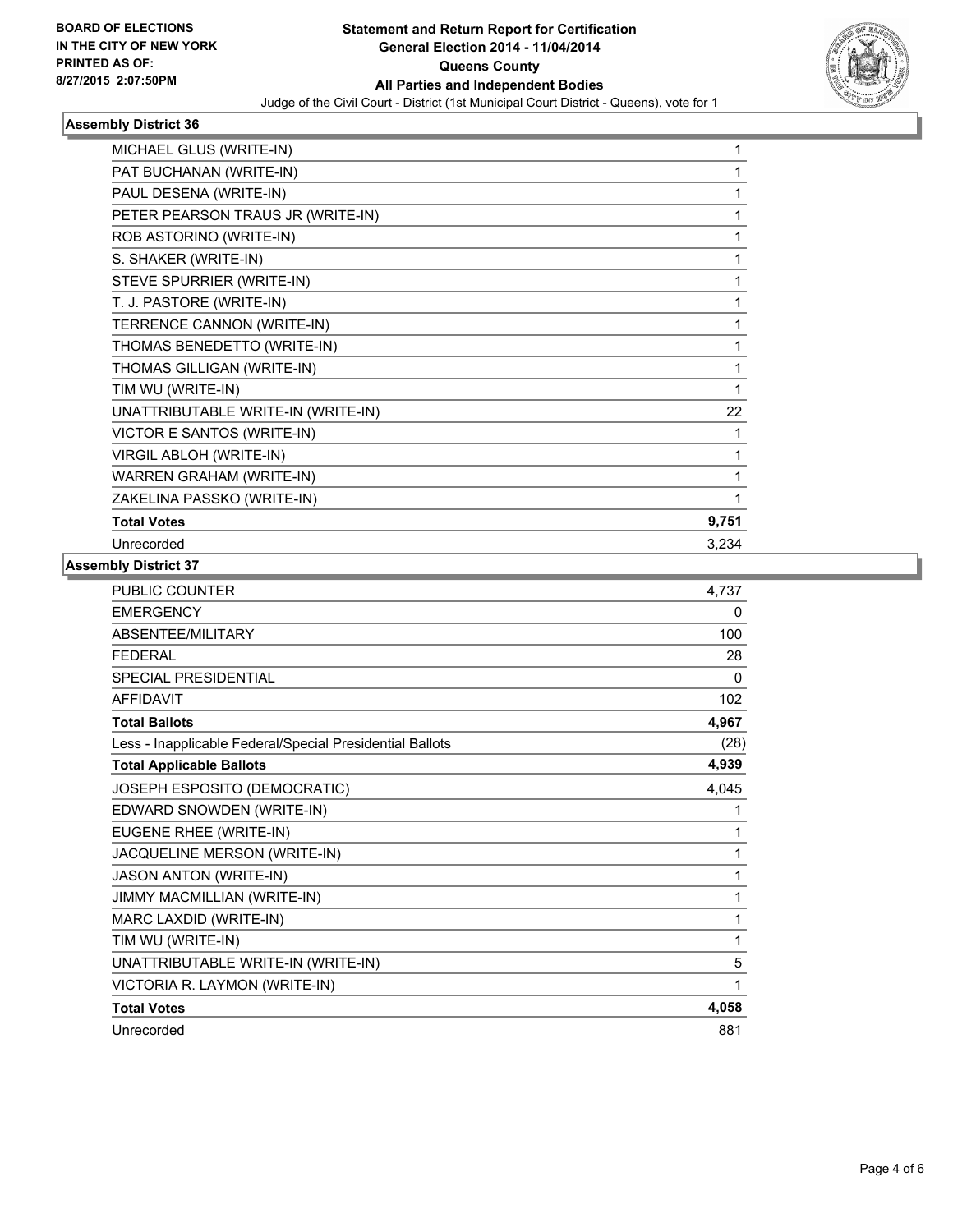**BOARD OF ELECTIONS IN THE CITY OF NEW YORK PRINTED AS OF: 8/27/2015 2:07:50PM**

**Statement and Return Report for Certification General Election 2014 - 11/04/2014 Queens County All Parties and Independent Bodies**

Judge of the Civil Court - District (1st Municipal Court District - Queens), vote for 1

### Assembly District 36

| | |
|---|---|
| MICHAEL GLUS (WRITE-IN) | 1 |
| PAT BUCHANAN (WRITE-IN) | 1 |
| PAUL DESENA (WRITE-IN) | 1 |
| PETER PEARSON TRAUS JR (WRITE-IN) | 1 |
| ROB ASTORINO (WRITE-IN) | 1 |
| S. SHAKER (WRITE-IN) | 1 |
| STEVE SPURRIER (WRITE-IN) | 1 |
| T. J. PASTORE (WRITE-IN) | 1 |
| TERRENCE CANNON (WRITE-IN) | 1 |
| THOMAS BENEDETTO (WRITE-IN) | 1 |
| THOMAS GILLIGAN (WRITE-IN) | 1 |
| TIM WU (WRITE-IN) | 1 |
| UNATTRIBUTABLE WRITE-IN (WRITE-IN) | 22 |
| VICTOR E SANTOS (WRITE-IN) | 1 |
| VIRGIL ABLOH (WRITE-IN) | 1 |
| WARREN GRAHAM (WRITE-IN) | 1 |
| ZAKELINA PASSKO (WRITE-IN) | 1 |
| **Total Votes** | **9,751** |
| Unrecorded | 3,234 |

### Assembly District 37

| | |
|---|---|
| PUBLIC COUNTER | 4,737 |
| EMERGENCY | 0 |
| ABSENTEE/MILITARY | 100 |
| FEDERAL | 28 |
| SPECIAL PRESIDENTIAL | 0 |
| AFFIDAVIT | 102 |
| **Total Ballots** | **4,967** |
| Less - Inapplicable Federal/Special Presidential Ballots | (28) |
| **Total Applicable Ballots** | **4,939** |
| JOSEPH ESPOSITO (DEMOCRATIC) | 4,045 |
| EDWARD SNOWDEN (WRITE-IN) | 1 |
| EUGENE RHEE (WRITE-IN) | 1 |
| JACQUELINE MERSON (WRITE-IN) | 1 |
| JASON ANTON (WRITE-IN) | 1 |
| JIMMY MACMILLIAN (WRITE-IN) | 1 |
| MARC LAXDID (WRITE-IN) | 1 |
| TIM WU (WRITE-IN) | 1 |
| UNATTRIBUTABLE WRITE-IN (WRITE-IN) | 5 |
| VICTORIA R. LAYMON (WRITE-IN) | 1 |
| **Total Votes** | **4,058** |
| Unrecorded | 881 |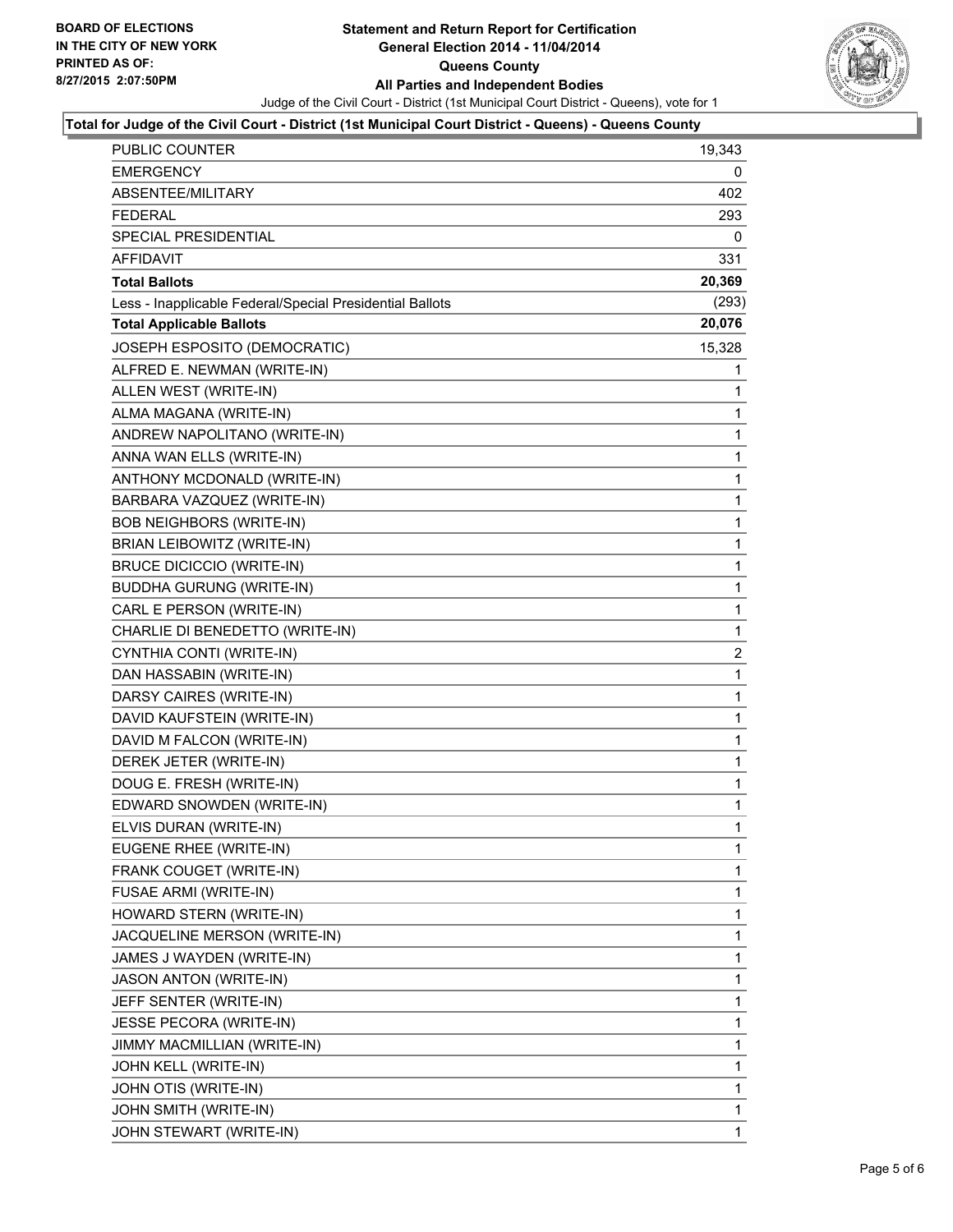**BOARD OF ELECTIONS IN THE CITY OF NEW YORK PRINTED AS OF: 8/27/2015 2:07:50PM**

# Statement and Return Report for Certification
## General Election 2014 - 11/04/2014
## Queens County
## All Parties and Independent Bodies

Judge of the Civil Court - District (1st Municipal Court District - Queens), vote for 1

### Total for Judge of the Civil Court - District (1st Municipal Court District - Queens) - Queens County

| | |
|---|---|
| PUBLIC COUNTER | 19,343 |
| EMERGENCY | 0 |
| ABSENTEE/MILITARY | 402 |
| FEDERAL | 293 |
| SPECIAL PRESIDENTIAL | 0 |
| AFFIDAVIT | 331 |
| **Total Ballots** | **20,369** |
| Less - Inapplicable Federal/Special Presidential Ballots | (293) |
| **Total Applicable Ballots** | **20,076** |
| JOSEPH ESPOSITO (DEMOCRATIC) | 15,328 |
| ALFRED E. NEWMAN (WRITE-IN) | 1 |
| ALLEN WEST (WRITE-IN) | 1 |
| ALMA MAGANA (WRITE-IN) | 1 |
| ANDREW NAPOLITANO (WRITE-IN) | 1 |
| ANNA WAN ELLS (WRITE-IN) | 1 |
| ANTHONY MCDONALD (WRITE-IN) | 1 |
| BARBARA VAZQUEZ (WRITE-IN) | 1 |
| BOB NEIGHBORS (WRITE-IN) | 1 |
| BRIAN LEIBOWITZ (WRITE-IN) | 1 |
| BRUCE DICICCIO (WRITE-IN) | 1 |
| BUDDHA GURUNG (WRITE-IN) | 1 |
| CARL E PERSON (WRITE-IN) | 1 |
| CHARLIE DI BENEDETTO (WRITE-IN) | 1 |
| CYNTHIA CONTI (WRITE-IN) | 2 |
| DAN HASSABIN (WRITE-IN) | 1 |
| DARSY CAIRES (WRITE-IN) | 1 |
| DAVID KAUFSTEIN (WRITE-IN) | 1 |
| DAVID M FALCON (WRITE-IN) | 1 |
| DEREK JETER (WRITE-IN) | 1 |
| DOUG E. FRESH (WRITE-IN) | 1 |
| EDWARD SNOWDEN (WRITE-IN) | 1 |
| ELVIS DURAN (WRITE-IN) | 1 |
| EUGENE RHEE (WRITE-IN) | 1 |
| FRANK COUGET (WRITE-IN) | 1 |
| FUSAE ARMI (WRITE-IN) | 1 |
| HOWARD STERN (WRITE-IN) | 1 |
| JACQUELINE MERSON (WRITE-IN) | 1 |
| JAMES J WAYDEN (WRITE-IN) | 1 |
| JASON ANTON (WRITE-IN) | 1 |
| JEFF SENTER (WRITE-IN) | 1 |
| JESSE PECORA (WRITE-IN) | 1 |
| JIMMY MACMILLIAN (WRITE-IN) | 1 |
| JOHN KELL (WRITE-IN) | 1 |
| JOHN OTIS (WRITE-IN) | 1 |
| JOHN SMITH (WRITE-IN) | 1 |
| JOHN STEWART (WRITE-IN) | 1 |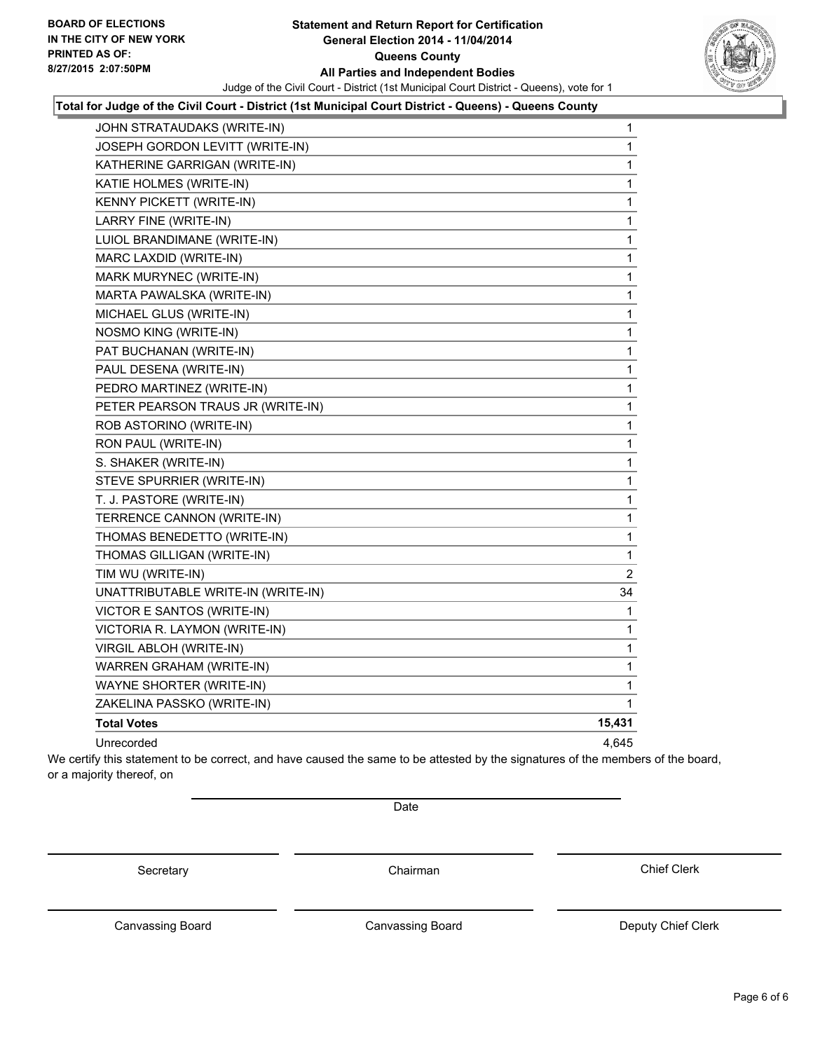**BOARD OF ELECTIONS IN THE CITY OF NEW YORK PRINTED AS OF: 8/27/2015 2:07:50PM**

# Statement and Return Report for Certification
## General Election 2014 - 11/04/2014
## Queens County
## All Parties and Independent Bodies

Judge of the Civil Court - District (1st Municipal Court District - Queens), vote for 1

**Total for Judge of the Civil Court - District (1st Municipal Court District - Queens) - Queens County**

| | |
|---|---|
| JOHN STRATAUDAKS (WRITE-IN) | 1 |
| JOSEPH GORDON LEVITT (WRITE-IN) | 1 |
| KATHERINE GARRIGAN (WRITE-IN) | 1 |
| KATIE HOLMES (WRITE-IN) | 1 |
| KENNY PICKETT (WRITE-IN) | 1 |
| LARRY FINE (WRITE-IN) | 1 |
| LUIOL BRANDIMANE (WRITE-IN) | 1 |
| MARC LAXDID (WRITE-IN) | 1 |
| MARK MURYNEC (WRITE-IN) | 1 |
| MARTA PAWALSKA (WRITE-IN) | 1 |
| MICHAEL GLUS (WRITE-IN) | 1 |
| NOSMO KING (WRITE-IN) | 1 |
| PAT BUCHANAN (WRITE-IN) | 1 |
| PAUL DESENA (WRITE-IN) | 1 |
| PEDRO MARTINEZ (WRITE-IN) | 1 |
| PETER PEARSON TRAUS JR (WRITE-IN) | 1 |
| ROB ASTORINO (WRITE-IN) | 1 |
| RON PAUL (WRITE-IN) | 1 |
| S. SHAKER (WRITE-IN) | 1 |
| STEVE SPURRIER (WRITE-IN) | 1 |
| T. J. PASTORE (WRITE-IN) | 1 |
| TERRENCE CANNON (WRITE-IN) | 1 |
| THOMAS BENEDETTO (WRITE-IN) | 1 |
| THOMAS GILLIGAN (WRITE-IN) | 1 |
| TIM WU (WRITE-IN) | 2 |
| UNATTRIBUTABLE WRITE-IN (WRITE-IN) | 34 |
| VICTOR E SANTOS (WRITE-IN) | 1 |
| VICTORIA R. LAYMON (WRITE-IN) | 1 |
| VIRGIL ABLOH (WRITE-IN) | 1 |
| WARREN GRAHAM (WRITE-IN) | 1 |
| WAYNE SHORTER (WRITE-IN) | 1 |
| ZAKELINA PASSKO (WRITE-IN) | 1 |
| **Total Votes** | **15,431** |
| Unrecorded | 4,645 |

We certify this statement to be correct, and have caused the same to be attested by the signatures of the members of the board, or a majority thereof, on

Date

Secretary | Chairman | Chief Clerk

Canvassing Board | Canvassing Board | Deputy Chief Clerk